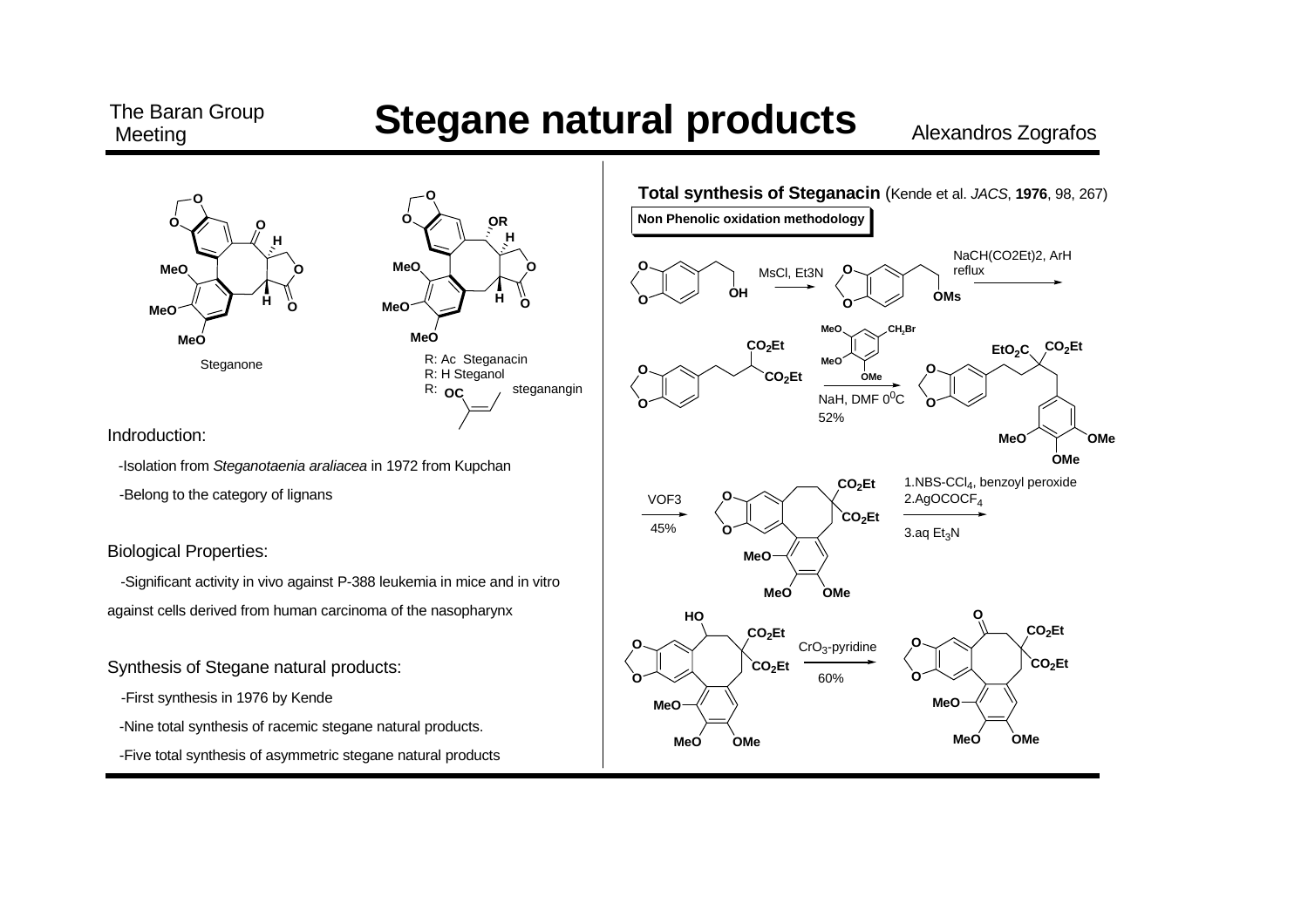# Stegane natural products

Alexandros Zografos

Steganone

R: Ac Steganacin
R: H Steganol
R: OC steganangin

## Indroduction:

- Isolation from *Steganotaenia araliacea* in 1972 from Kupchan
- Belong to the category of lignans

## Biological Properties:

- Significant activity in vivo against P-388 leukemia in mice and in vitro against cells derived from human carcinoma of the nasopharynx

## Synthesis of Stegane natural products:

- First synthesis in 1976 by Kende
- Nine total synthesis of racemic stegane natural products.
- Five total synthesis of asymmetric stegane natural products

## Total synthesis of Steganacin (Kende et al. *JACS*, **1976**, 98, 267)

**Non Phenolic oxidation methodology**

MsCl, Et3N

NaCH(CO2Et)2, ArH reflux

NaH, DMF $0^0$C, 52%

VOF3, 45%

1. NBS-$CCl_4$, benzoyl peroxide
2. $AgOCOCF_4$
3. aq $Et_3N$

$CrO_3$-pyridine, 60%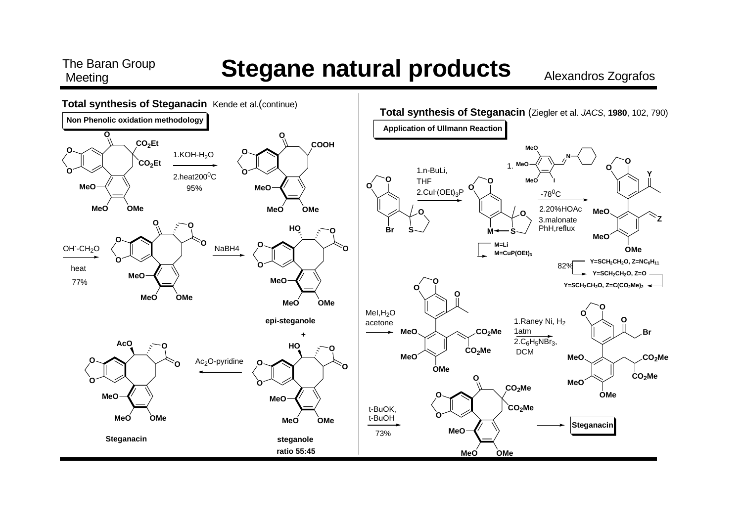# Stegane natural products

The Baran Group Meeting — Alexandros Zografos

## Total synthesis of Steganacin Kende et al.(continue)

**Non Phenolic oxidation methodology**

1.KOH-$H_2O$

2.heat200$^0$C

95%

$OH^-$-$CH_2O$

heat

77%

NaBH4

**epi-steganole**

+

$Ac_2O$-pyridine

**Steganacin**

**steganole**

**ratio 55:45**

## Total synthesis of Steganacin (Ziegler et al. *JACS*, **1980**, 102, 790)

**Application of Ullmann Reaction**

1.n-BuLi, THF

2.CuI·$(OEt)_3$P

M=Li

M=CuP$(OEt)_3$

1. -78$^0$C

2.20%HOAc

3.malonate PhH,reflux

82%

Y=$SCH_2CH_2O$, Z=$NC_6H_{11}$

Y=$SCH_2CH_2O$, Z=O

Y=$SCH_2CH_2O$, Z=C$(CO_2Me)_2$

MeI,$H_2O$ acetone

1.Raney Ni, $H_2$ 1atm

2.$C_6H_5NBr_3$, DCM

t-BuOK, t-BuOH

73%

Steganacin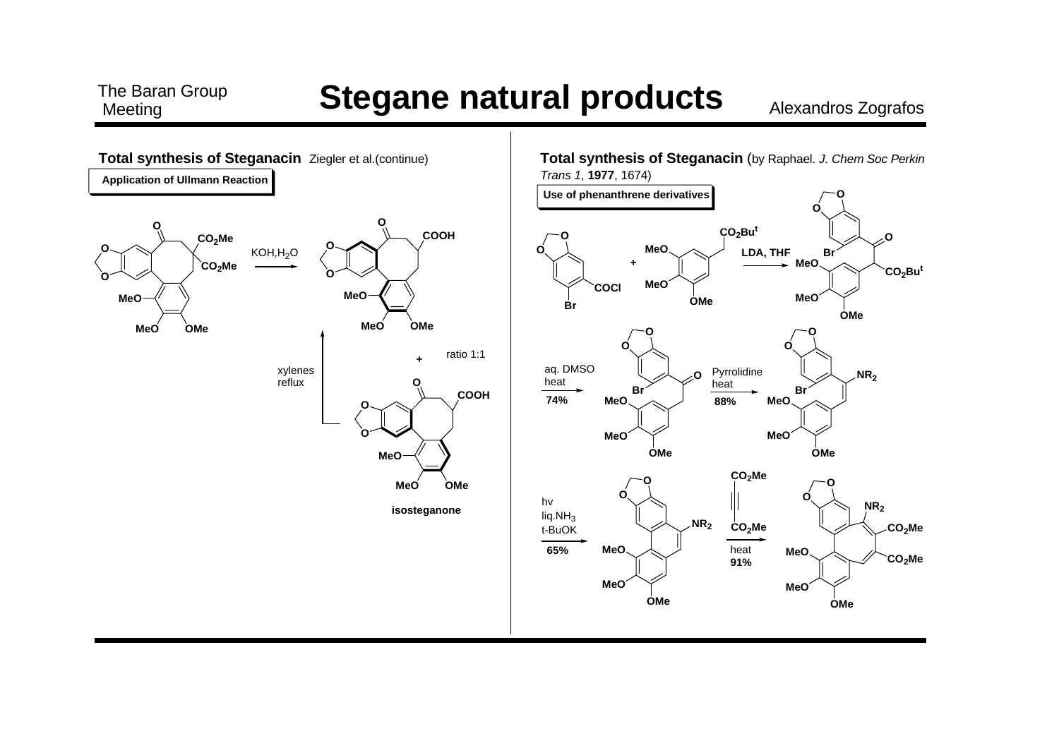## Total synthesis of Steganacin Ziegler et al.(continue)

**Application of Ullmann Reaction**

$KOH, H_2O$

xylenes reflux

ratio 1:1

**isosteganone**

## Total synthesis of Steganacin (by Raphael. *J. Chem Soc Perkin Trans 1*, **1977**, 1674)

**Use of phenanthrene derivatives**

**LDA, THF**

aq. DMSO heat **74%**

Pyrrolidine heat **88%**

hv liq.$NH_3$ t-BuOK **65%**

$CO_2Me$–C≡C–$CO_2Me$ heat **91%**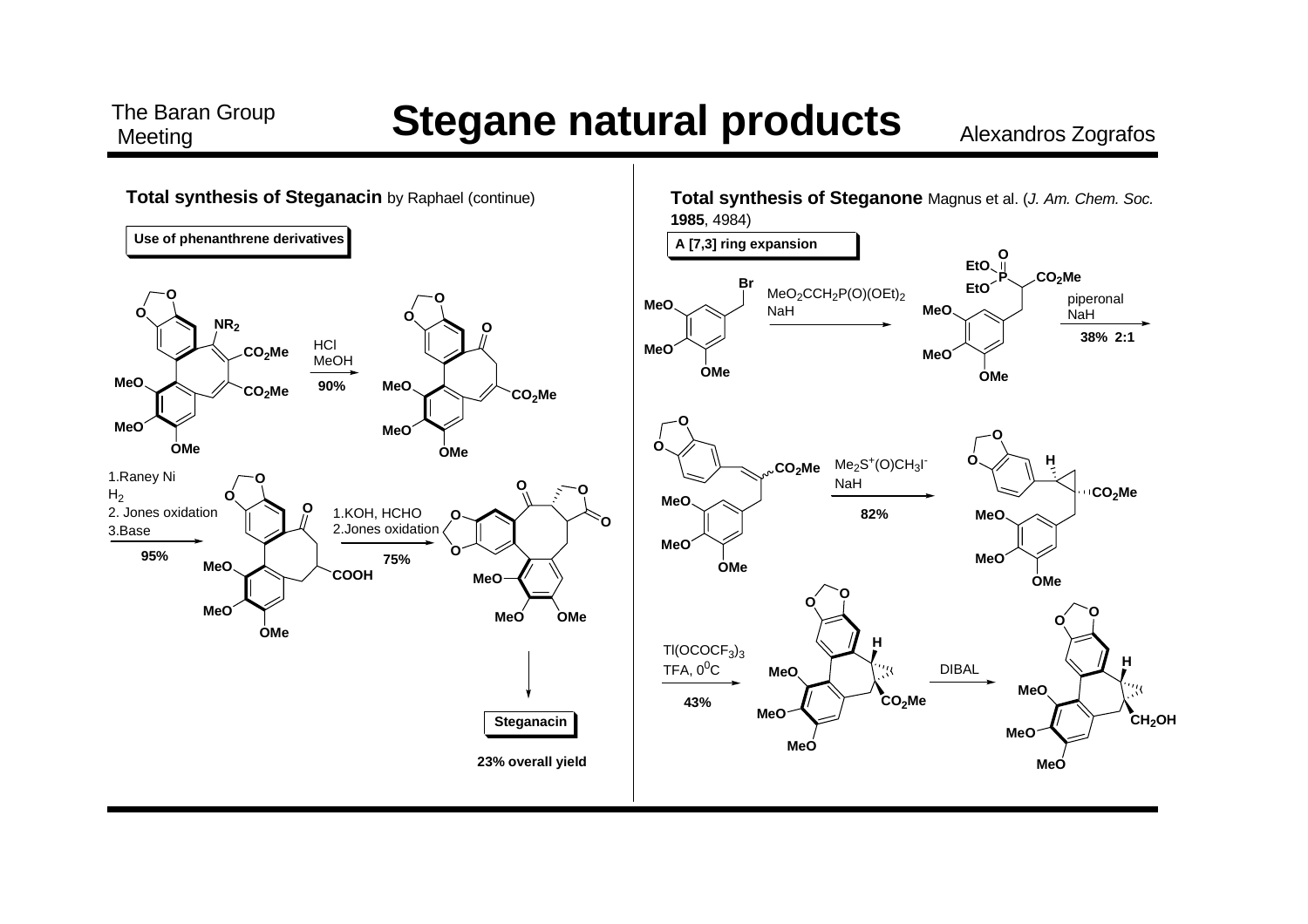# Stegane natural products

## Total synthesis of Steganacin by Raphael (continue)

**Use of phenanthrene derivatives**

HCl, MeOH — **90%**

1. Raney Ni, $H_2$
2. Jones oxidation
3. Base

**95%**

1. KOH, HCHO
2. Jones oxidation

**75%**

**Steganacin**

**23% overall yield**

## Total synthesis of Steganone Magnus et al. (*J. Am. Chem. Soc.* **1985**, 4984)

**A [7,3] ring expansion**

$MeO_2CCH_2P(O)(OEt)_2$, NaH

piperonal, NaH — **38% 2:1**

$Me_2S^+(O)CH_3I^-$, NaH — **82%**

$Tl(OCOCF_3)_3$, TFA, $0^0C$ — **43%**

DIBAL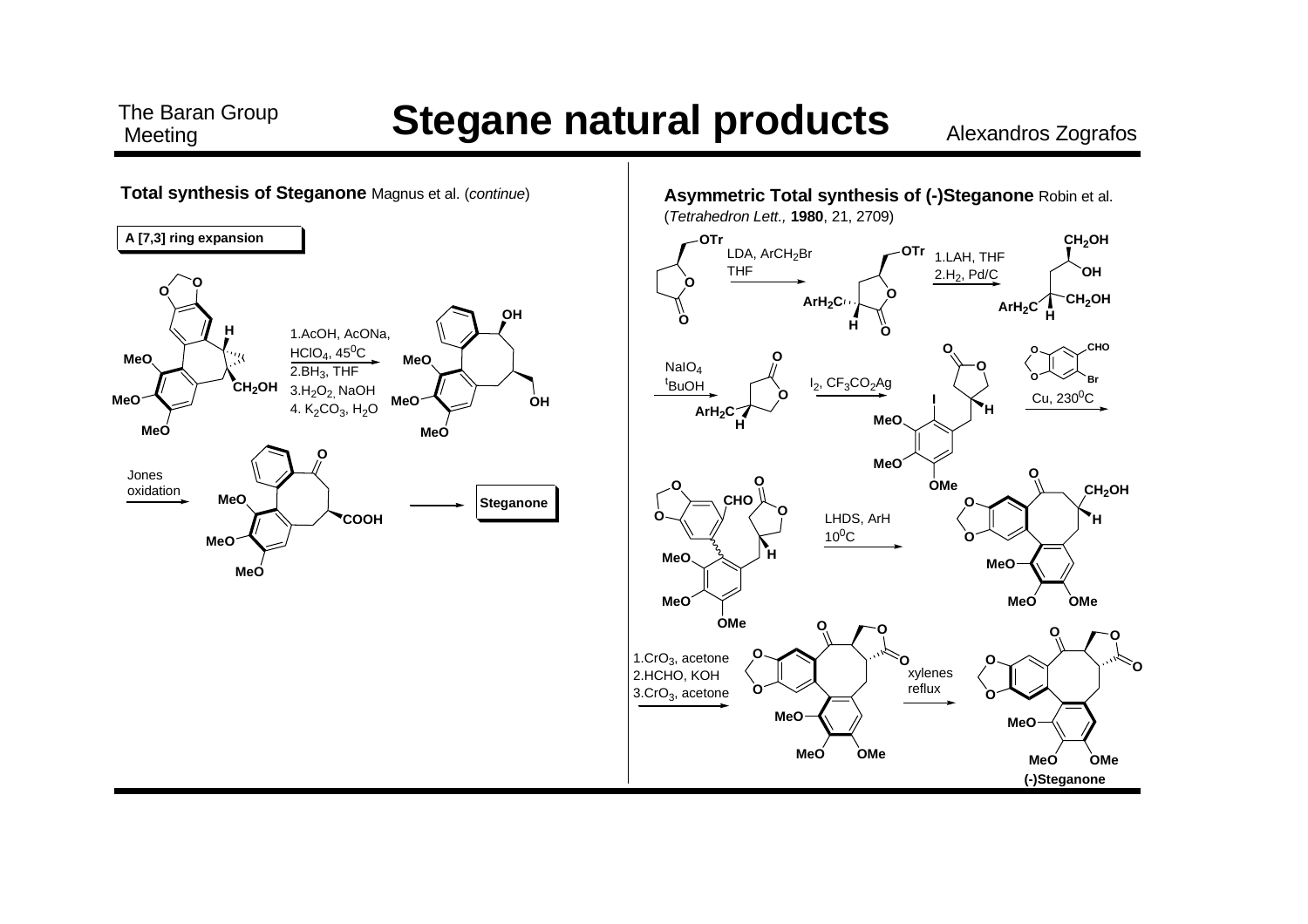## Stegane natural products

### Total synthesis of Steganone Magnus et al. (*continue*)

**A [7,3] ring expansion**

1. AcOH, AcONa, $HClO_4$, 45$^0$C
2. $BH_3$, THF
3. $H_2O_2$, NaOH
4. $K_2CO_3$, $H_2O$

Jones oxidation

MeO, MeO, MeO, H, $CH_2OH$, OH, COOH, O

Steganone

### Asymmetric Total synthesis of (-)Steganone Robin et al.

(*Tetrahedron Lett.,* **1980**, 21, 2709)

OTr — LDA, $ArCH_2Br$, THF → $ArH_2C$, H, OTr — 1. LAH, THF; 2. $H_2$, Pd/C → $CH_2OH$, OH, $CH_2OH$, $ArH_2C$, H

$NaIO_4$, $^t$BuOH → $ArH_2C$, H — $I_2$, $CF_3CO_2Ag$ → I, MeO, MeO, OMe, H — CHO, Br, Cu, 230$^0$C →

CHO, MeO, MeO, OMe, H — LHDS, ArH, 10$^0$C → O, $CH_2OH$, H, MeO, MeO, OMe

1. $CrO_3$, acetone
2. HCHO, KOH
3. $CrO_3$, acetone

→ MeO, MeO, OMe — xylenes reflux → MeO, MeO, OMe

(-)Steganone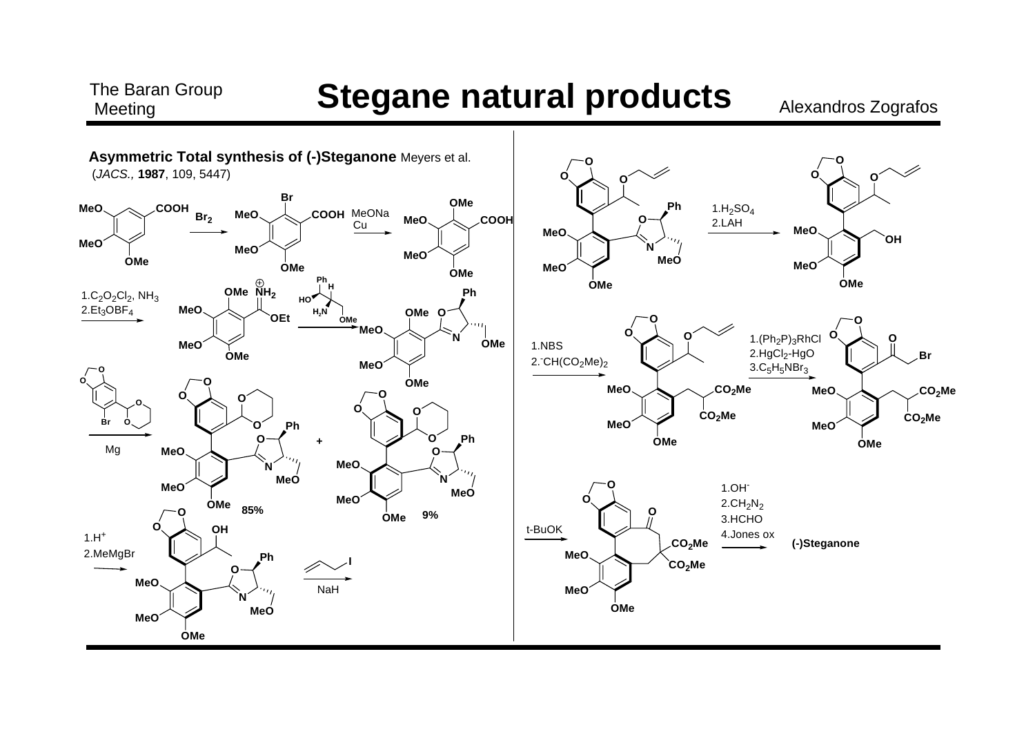# Stegane natural products

Alexandros Zografos

**Asymmetric Total synthesis of (-)Steganone** Meyers et al. (*JACS.,* **1987**, 109, 5447)

MeO, MeO, OMe, COOH

$Br_2$

Br, MeO, MeO, OMe, COOH

MeONa, Cu

OMe, MeO, MeO, OMe, COOH

1. $C_2O_2Cl_2$, $NH_3$
2. $Et_3OBF_4$

OMe, MeO, MeO, OMe, $\overset{\oplus}{N}H_2$, OEt

Ph, H, HO, $H_2N$, OMe

Ph, O, N, OMe, MeO, MeO, OMe

Mg

O, O, O, O, Br

O, O, O, O, Ph, O, N, MeO, MeO, OMe, MeO — **85%**

+

O, O, O, O, Ph, O, N, MeO, MeO, OMe, MeO — **9%**

1. $H^+$
2. MeMgBr

O, O, OH, Ph, O, N, MeO, MeO, OMe, MeO

I, NaH

O, O, O, Ph, O, N, MeO, MeO, OMe, MeO

1. $H_2SO_4$
2. LAH

O, O, O, OH, MeO, MeO, OMe

1. NBS
2. $^-CH(CO_2Me)_2$

O, O, O, MeO, MeO, OMe, $CO_2Me$, $CO_2Me$

1. $(Ph_2P)_3RhCl$
2. $HgCl_2$-HgO
3. $C_5H_5NBr_3$

O, O, O, Br, MeO, MeO, OMe, $CO_2Me$, $CO_2Me$

t-BuOK

O, O, O, MeO, MeO, OMe, $CO_2Me$, $CO_2Me$

1. $OH^-$
2. $CH_2N_2$
3. HCHO
4. Jones ox

**(-)Steganone**